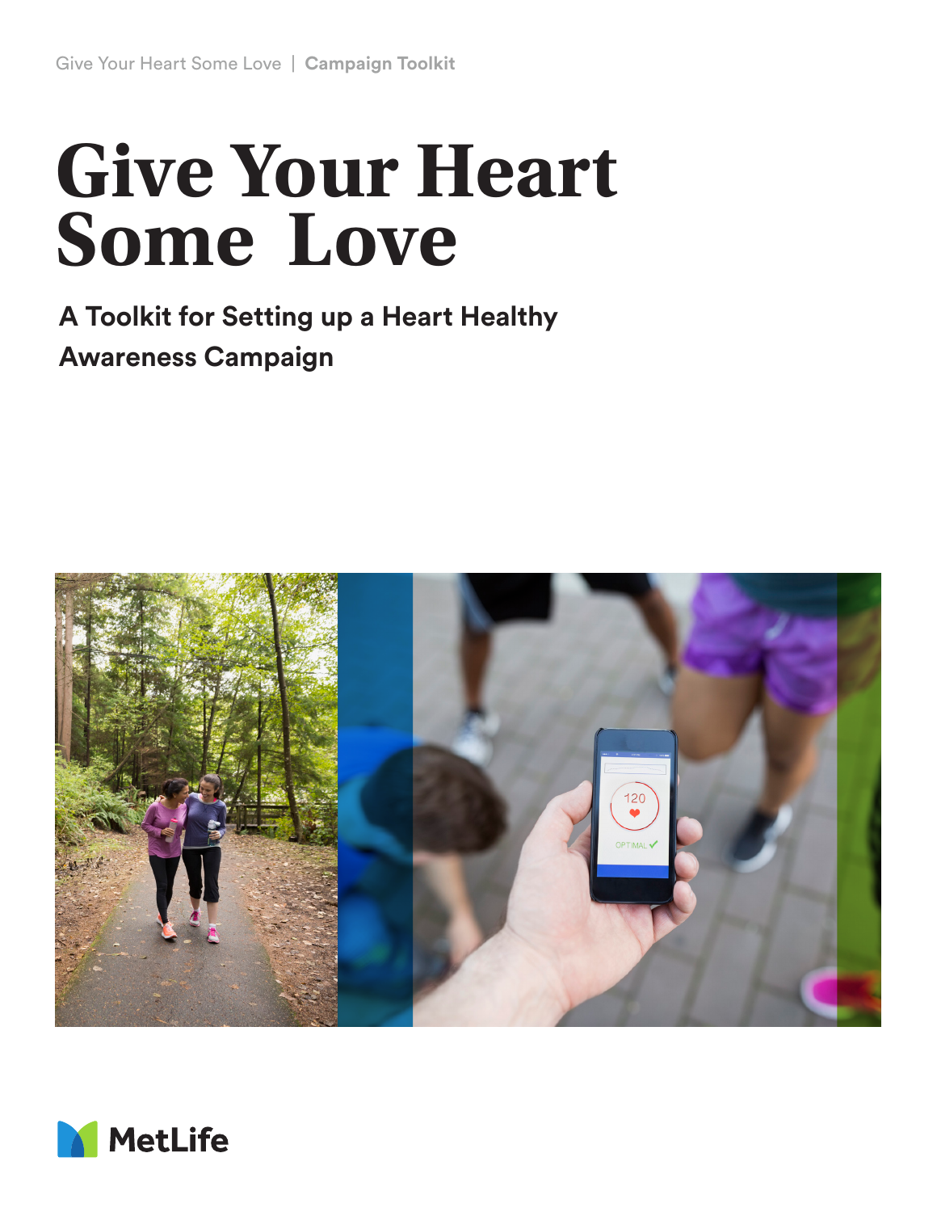# Give Your Heart Some Love

## A Toolkit for Setting up a Heart Healthy Awareness Campaign

MetLife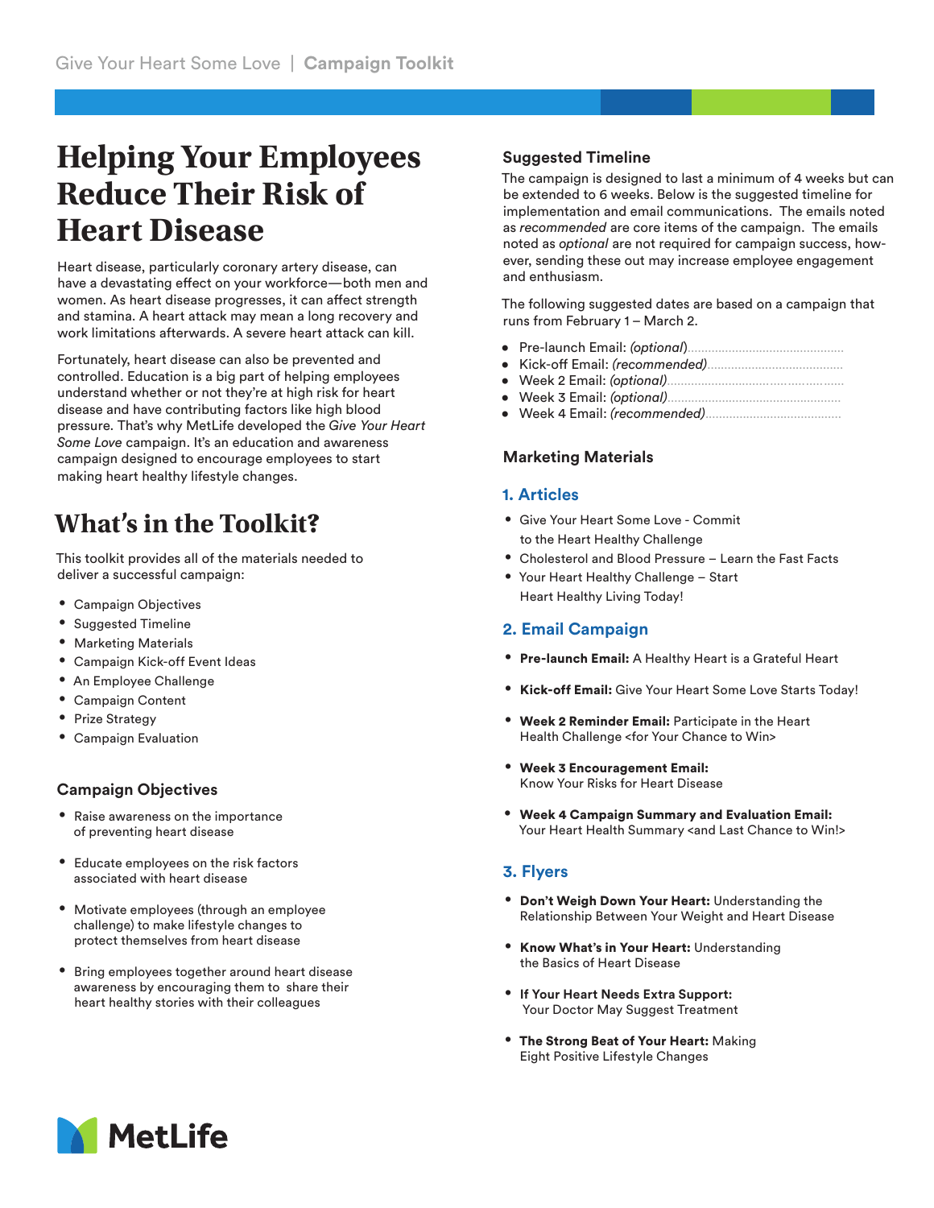# Helping Your Employees Reduce Their Risk of Heart Disease

Heart disease, particularly coronary artery disease, can have a devastating effect on your workforce—both men and women. As heart disease progresses, it can affect strength and stamina. A heart attack may mean a long recovery and work limitations afterwards. A severe heart attack can kill.

Fortunately, heart disease can also be prevented and controlled. Education is a big part of helping employees understand whether or not they're at high risk for heart disease and have contributing factors like high blood pressure. That's why MetLife developed the *Give Your Heart Some Love* campaign. It's an education and awareness campaign designed to encourage employees to start making heart healthy lifestyle changes.

## What's in the Toolkit?

This toolkit provides all of the materials needed to deliver a successful campaign:

- Campaign Objectives
- Suggested Timeline
- Marketing Materials
- Campaign Kick-off Event Ideas
- An Employee Challenge
- Campaign Content
- Prize Strategy
- Campaign Evaluation

### Campaign Objectives

- Raise awareness on the importance of preventing heart disease
- Educate employees on the risk factors associated with heart disease
- Motivate employees (through an employee challenge) to make lifestyle changes to protect themselves from heart disease
- Bring employees together around heart disease awareness by encouraging them to share their heart healthy stories with their colleagues

### Suggested Timeline

The campaign is designed to last a minimum of 4 weeks but can be extended to 6 weeks. Below is the suggested timeline for implementation and email communications. The emails noted as *recommended* are core items of the campaign. The emails noted as *optional* are not required for campaign success, however, sending these out may increase employee engagement and enthusiasm.

The following suggested dates are based on a campaign that runs from February 1 – March 2.

- Pre-launch Email: *(optional)*
- Kick-off Email: *(recommended)*
- Week 2 Email: *(optional)*
- Week 3 Email: *(optional)*
- Week 4 Email: *(recommended)*

### Marketing Materials

#### 1. Articles

- Give Your Heart Some Love - Commit to the Heart Healthy Challenge
- Cholesterol and Blood Pressure – Learn the Fast Facts
- Your Heart Healthy Challenge – Start Heart Healthy Living Today!

#### 2. Email Campaign

- **Pre-launch Email:** A Healthy Heart is a Grateful Heart
- **Kick-off Email:** Give Your Heart Some Love Starts Today!
- **Week 2 Reminder Email:** Participate in the Heart Health Challenge <for Your Chance to Win>
- **Week 3 Encouragement Email:** Know Your Risks for Heart Disease
- **Week 4 Campaign Summary and Evaluation Email:** Your Heart Health Summary <and Last Chance to Win!>

#### 3. Flyers

- **Don't Weigh Down Your Heart:** Understanding the Relationship Between Your Weight and Heart Disease
- **Know What's in Your Heart:** Understanding the Basics of Heart Disease
- **If Your Heart Needs Extra Support:** Your Doctor May Suggest Treatment
- **The Strong Beat of Your Heart:** Making Eight Positive Lifestyle Changes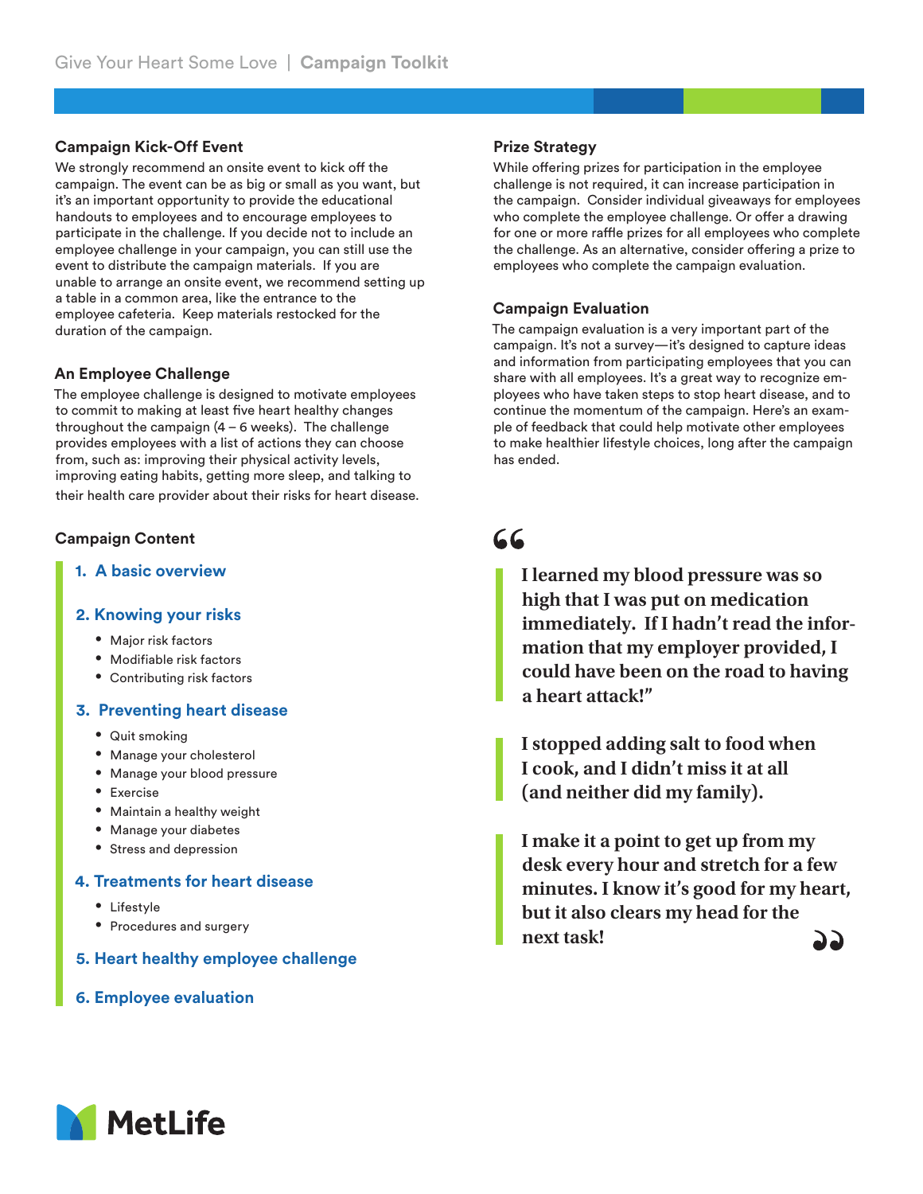### Campaign Kick-Off Event

We strongly recommend an onsite event to kick off the campaign. The event can be as big or small as you want, but it's an important opportunity to provide the educational handouts to employees and to encourage employees to participate in the challenge. If you decide not to include an employee challenge in your campaign, you can still use the event to distribute the campaign materials. If you are unable to arrange an onsite event, we recommend setting up a table in a common area, like the entrance to the employee cafeteria. Keep materials restocked for the duration of the campaign.

### An Employee Challenge

The employee challenge is designed to motivate employees to commit to making at least five heart healthy changes throughout the campaign (4 – 6 weeks). The challenge provides employees with a list of actions they can choose from, such as: improving their physical activity levels, improving eating habits, getting more sleep, and talking to their health care provider about their risks for heart disease.

### Campaign Content

1. **A basic overview**
2. **Knowing your risks**
   - Major risk factors
   - Modifiable risk factors
   - Contributing risk factors
3. **Preventing heart disease**
   - Quit smoking
   - Manage your cholesterol
   - Manage your blood pressure
   - Exercise
   - Maintain a healthy weight
   - Manage your diabetes
   - Stress and depression
4. **Treatments for heart disease**
   - Lifestyle
   - Procedures and surgery
5. **Heart healthy employee challenge**
6. **Employee evaluation**

### Prize Strategy

While offering prizes for participation in the employee challenge is not required, it can increase participation in the campaign. Consider individual giveaways for employees who complete the employee challenge. Or offer a drawing for one or more raffle prizes for all employees who complete the challenge. As an alternative, consider offering a prize to employees who complete the campaign evaluation.

### Campaign Evaluation

The campaign evaluation is a very important part of the campaign. It's not a survey—it's designed to capture ideas and information from participating employees that you can share with all employees. It's a great way to recognize employees who have taken steps to stop heart disease, and to continue the momentum of the campaign. Here's an example of feedback that could help motivate other employees to make healthier lifestyle choices, long after the campaign has ended.

> **I learned my blood pressure was so high that I was put on medication immediately. If I hadn't read the information that my employer provided, I could have been on the road to having a heart attack!"**

> **I stopped adding salt to food when I cook, and I didn't miss it at all (and neither did my family).**

> **I make it a point to get up from my desk every hour and stretch for a few minutes. I know it's good for my heart, but it also clears my head for the next task!**

MetLife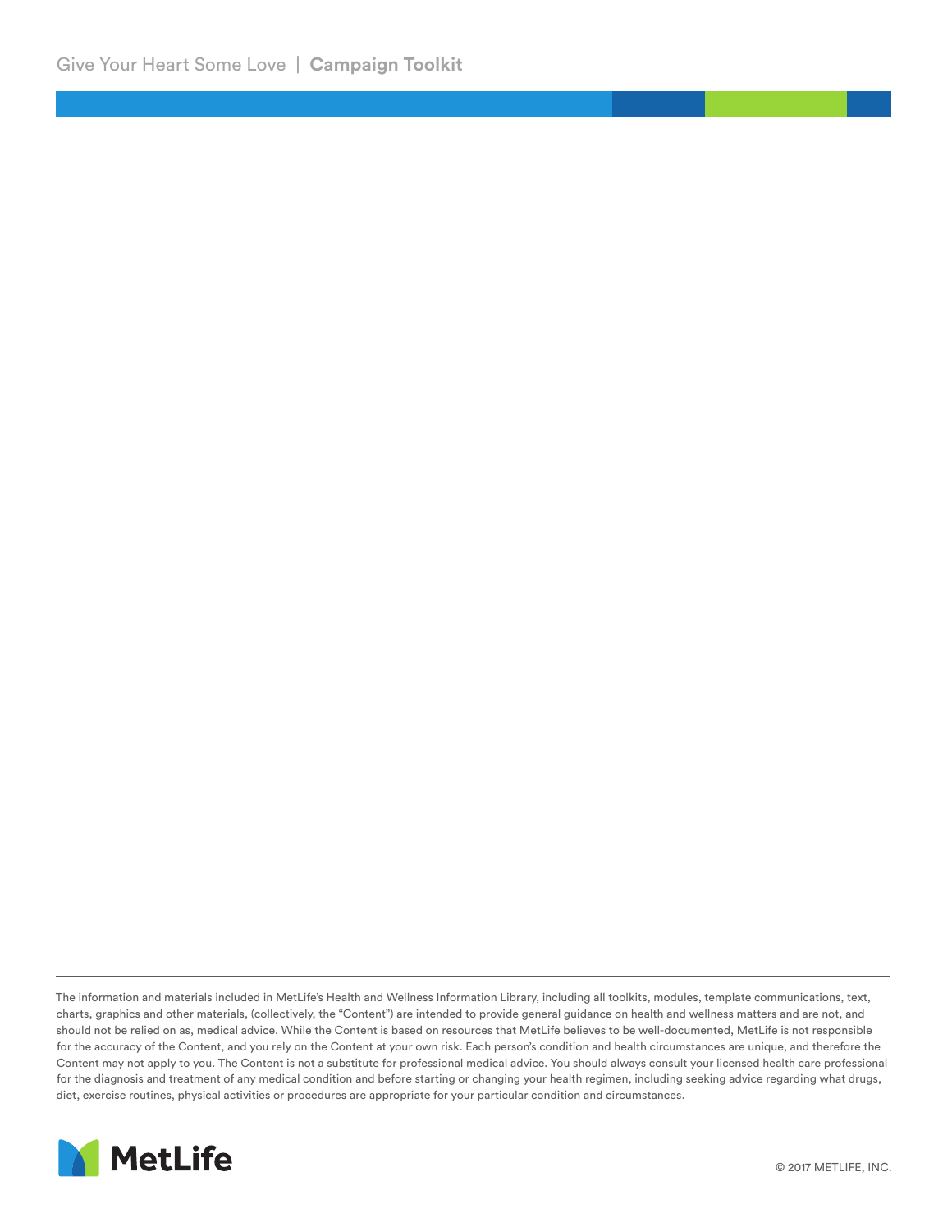The information and materials included in MetLife's Health and Wellness Information Library, including all toolkits, modules, template communications, text, charts, graphics and other materials, (collectively, the "Content") are intended to provide general guidance on health and wellness matters and are not, and should not be relied on as, medical advice. While the Content is based on resources that MetLife believes to be well-documented, MetLife is not responsible for the accuracy of the Content, and you rely on the Content at your own risk. Each person's condition and health circumstances are unique, and therefore the Content may not apply to you. The Content is not a substitute for professional medical advice. You should always consult your licensed health care professional for the diagnosis and treatment of any medical condition and before starting or changing your health regimen, including seeking advice regarding what drugs, diet, exercise routines, physical activities or procedures are appropriate for your particular condition and circumstances.

MetLife

© 2017 METLIFE, INC.